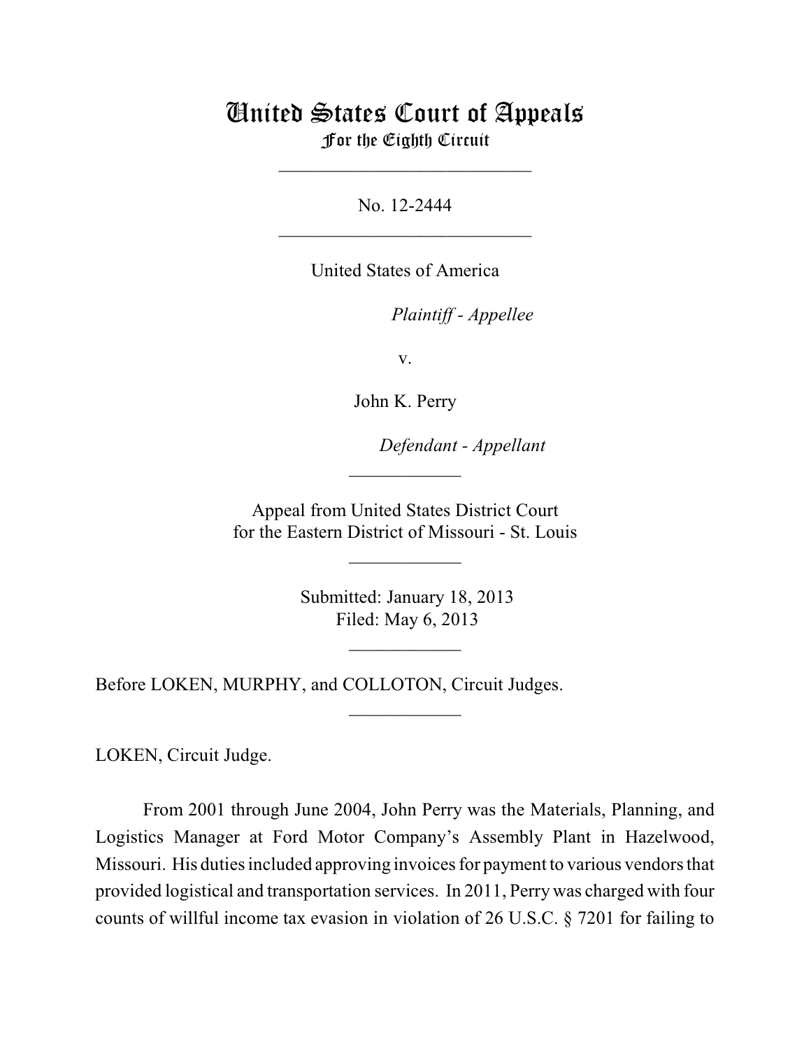# United States Court of Appeals
## For the Eighth Circuit

---

No. 12-2444

---

United States of America

*Plaintiff - Appellee*

v.

John K. Perry

*Defendant - Appellant*

---

Appeal from United States District Court
for the Eastern District of Missouri - St. Louis

---

Submitted: January 18, 2013
Filed: May 6, 2013

---

Before LOKEN, MURPHY, and COLLOTON, Circuit Judges.

---

LOKEN, Circuit Judge.

From 2001 through June 2004, John Perry was the Materials, Planning, and Logistics Manager at Ford Motor Company's Assembly Plant in Hazelwood, Missouri. His duties included approving invoices for payment to various vendors that provided logistical and transportation services. In 2011, Perry was charged with four counts of willful income tax evasion in violation of 26 U.S.C. § 7201 for failing to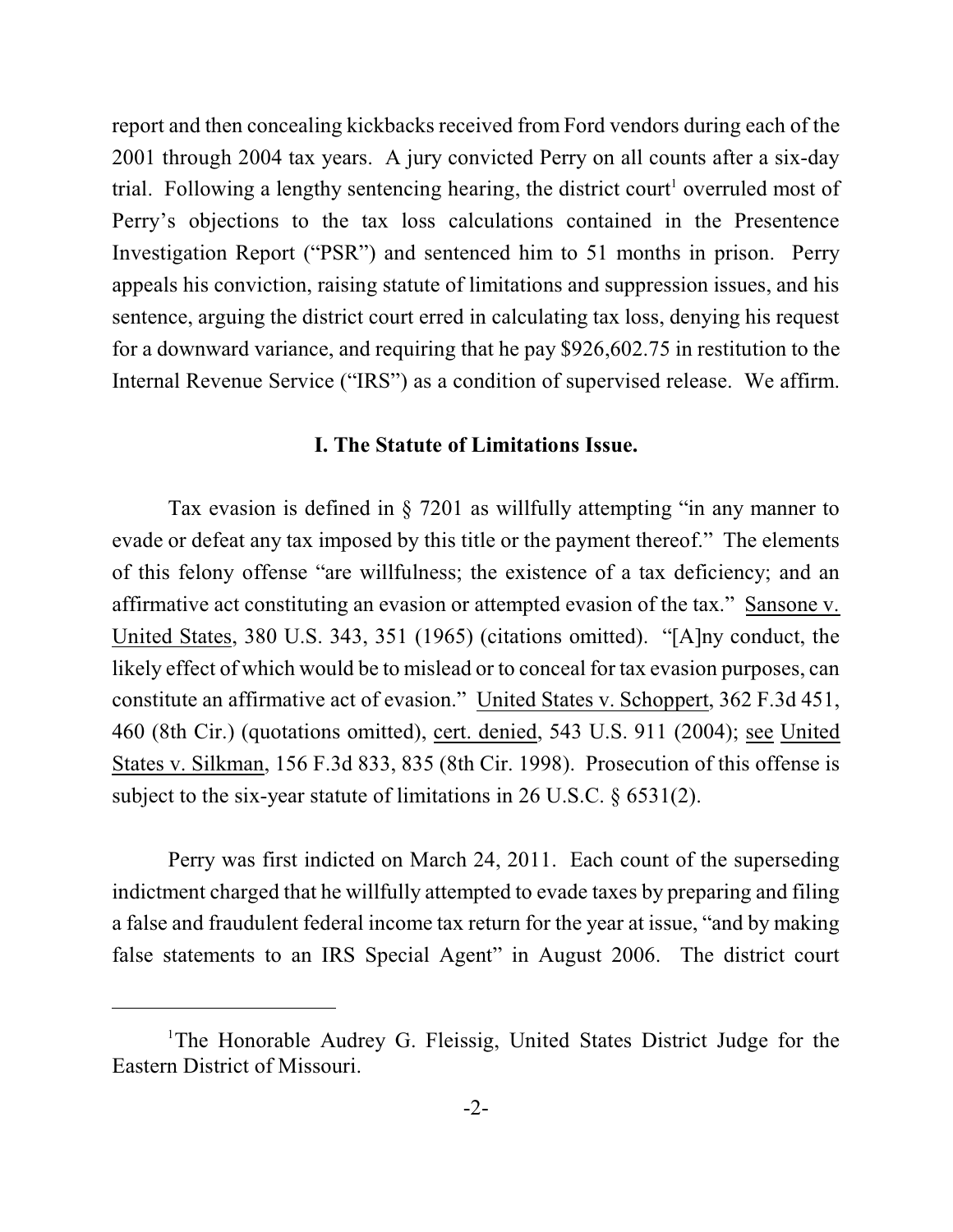report and then concealing kickbacks received from Ford vendors during each of the 2001 through 2004 tax years. A jury convicted Perry on all counts after a six-day trial. Following a lengthy sentencing hearing, the district court[1] overruled most of Perry's objections to the tax loss calculations contained in the Presentence Investigation Report ("PSR") and sentenced him to 51 months in prison. Perry appeals his conviction, raising statute of limitations and suppression issues, and his sentence, arguing the district court erred in calculating tax loss, denying his request for a downward variance, and requiring that he pay $926,602.75 in restitution to the Internal Revenue Service ("IRS") as a condition of supervised release. We affirm.

## I. The Statute of Limitations Issue.

Tax evasion is defined in § 7201 as willfully attempting "in any manner to evade or defeat any tax imposed by this title or the payment thereof." The elements of this felony offense "are willfulness; the existence of a tax deficiency; and an affirmative act constituting an evasion or attempted evasion of the tax." Sansone v. United States, 380 U.S. 343, 351 (1965) (citations omitted). "[A]ny conduct, the likely effect of which would be to mislead or to conceal for tax evasion purposes, can constitute an affirmative act of evasion." United States v. Schoppert, 362 F.3d 451, 460 (8th Cir.) (quotations omitted), cert. denied, 543 U.S. 911 (2004); see United States v. Silkman, 156 F.3d 833, 835 (8th Cir. 1998). Prosecution of this offense is subject to the six-year statute of limitations in 26 U.S.C. § 6531(2).

Perry was first indicted on March 24, 2011. Each count of the superseding indictment charged that he willfully attempted to evade taxes by preparing and filing a false and fraudulent federal income tax return for the year at issue, "and by making false statements to an IRS Special Agent" in August 2006. The district court

---

[1]The Honorable Audrey G. Fleissig, United States District Judge for the Eastern District of Missouri.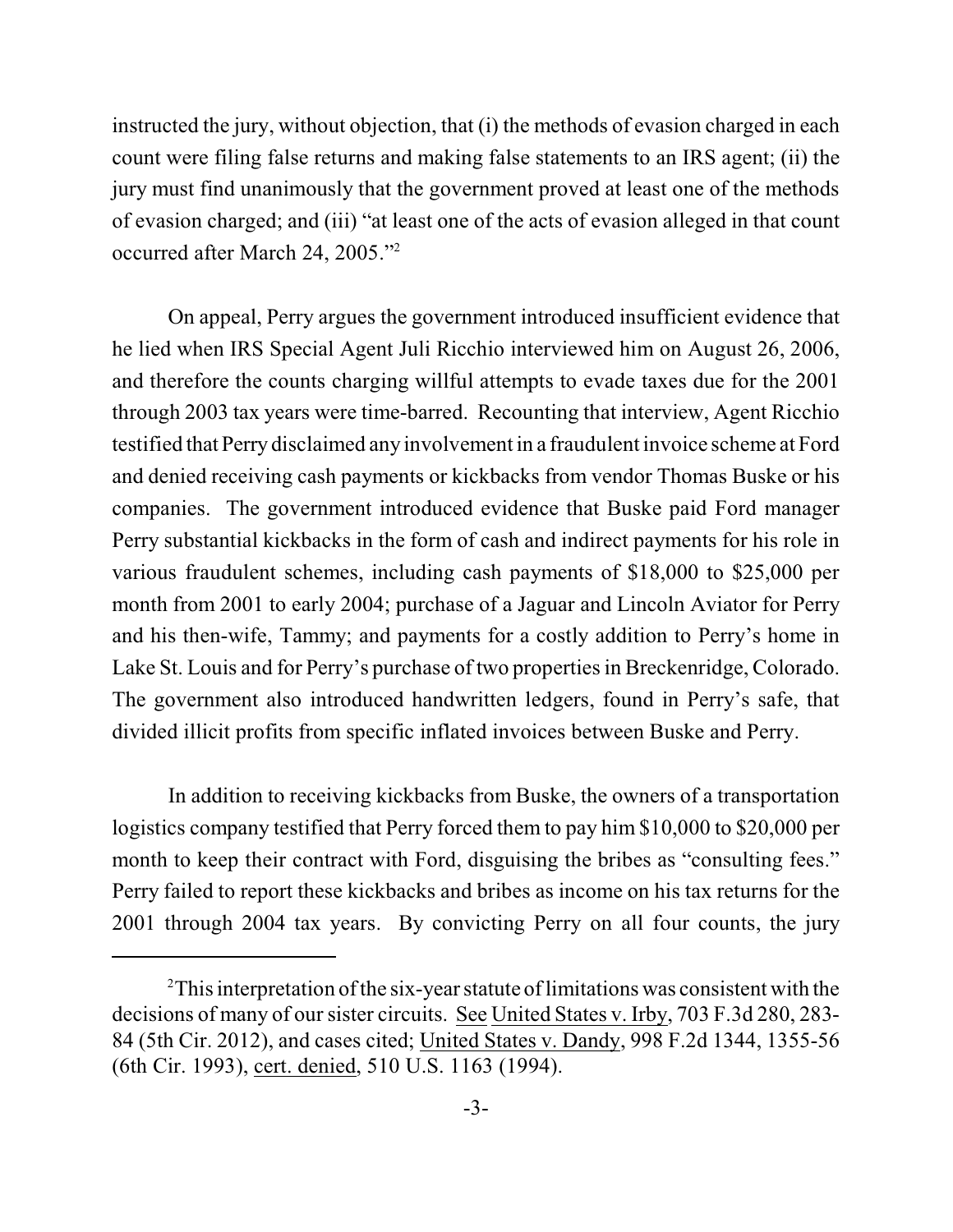instructed the jury, without objection, that (i) the methods of evasion charged in each count were filing false returns and making false statements to an IRS agent; (ii) the jury must find unanimously that the government proved at least one of the methods of evasion charged; and (iii) "at least one of the acts of evasion alleged in that count occurred after March 24, 2005."[2]

On appeal, Perry argues the government introduced insufficient evidence that he lied when IRS Special Agent Juli Ricchio interviewed him on August 26, 2006, and therefore the counts charging willful attempts to evade taxes due for the 2001 through 2003 tax years were time-barred. Recounting that interview, Agent Ricchio testified that Perry disclaimed any involvement in a fraudulent invoice scheme at Ford and denied receiving cash payments or kickbacks from vendor Thomas Buske or his companies. The government introduced evidence that Buske paid Ford manager Perry substantial kickbacks in the form of cash and indirect payments for his role in various fraudulent schemes, including cash payments of $18,000 to $25,000 per month from 2001 to early 2004; purchase of a Jaguar and Lincoln Aviator for Perry and his then-wife, Tammy; and payments for a costly addition to Perry's home in Lake St. Louis and for Perry's purchase of two properties in Breckenridge, Colorado. The government also introduced handwritten ledgers, found in Perry's safe, that divided illicit profits from specific inflated invoices between Buske and Perry.

In addition to receiving kickbacks from Buske, the owners of a transportation logistics company testified that Perry forced them to pay him $10,000 to $20,000 per month to keep their contract with Ford, disguising the bribes as "consulting fees." Perry failed to report these kickbacks and bribes as income on his tax returns for the 2001 through 2004 tax years. By convicting Perry on all four counts, the jury

---

[2] This interpretation of the six-year statute of limitations was consistent with the decisions of many of our sister circuits. See United States v. Irby, 703 F.3d 280, 283-84 (5th Cir. 2012), and cases cited; United States v. Dandy, 998 F.2d 1344, 1355-56 (6th Cir. 1993), cert. denied, 510 U.S. 1163 (1994).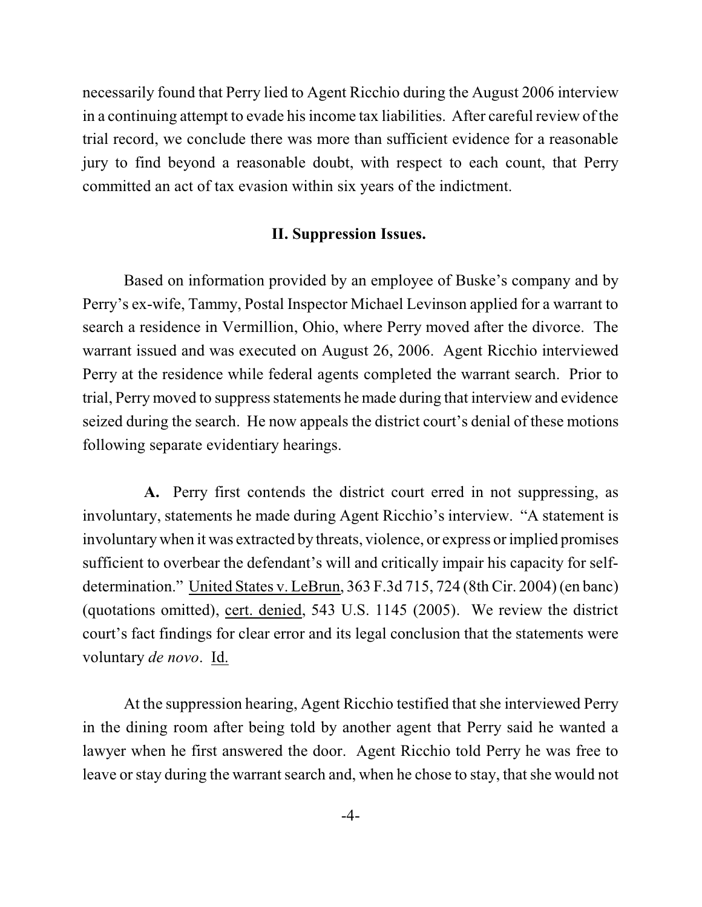necessarily found that Perry lied to Agent Ricchio during the August 2006 interview in a continuing attempt to evade his income tax liabilities. After careful review of the trial record, we conclude there was more than sufficient evidence for a reasonable jury to find beyond a reasonable doubt, with respect to each count, that Perry committed an act of tax evasion within six years of the indictment.

## II. Suppression Issues.

Based on information provided by an employee of Buske's company and by Perry's ex-wife, Tammy, Postal Inspector Michael Levinson applied for a warrant to search a residence in Vermillion, Ohio, where Perry moved after the divorce. The warrant issued and was executed on August 26, 2006. Agent Ricchio interviewed Perry at the residence while federal agents completed the warrant search. Prior to trial, Perry moved to suppress statements he made during that interview and evidence seized during the search. He now appeals the district court's denial of these motions following separate evidentiary hearings.

**A.** Perry first contends the district court erred in not suppressing, as involuntary, statements he made during Agent Ricchio's interview. "A statement is involuntary when it was extracted by threats, violence, or express or implied promises sufficient to overbear the defendant's will and critically impair his capacity for self-determination." United States v. LeBrun, 363 F.3d 715, 724 (8th Cir. 2004) (en banc) (quotations omitted), cert. denied, 543 U.S. 1145 (2005). We review the district court's fact findings for clear error and its legal conclusion that the statements were voluntary *de novo*. Id.

At the suppression hearing, Agent Ricchio testified that she interviewed Perry in the dining room after being told by another agent that Perry said he wanted a lawyer when he first answered the door. Agent Ricchio told Perry he was free to leave or stay during the warrant search and, when he chose to stay, that she would not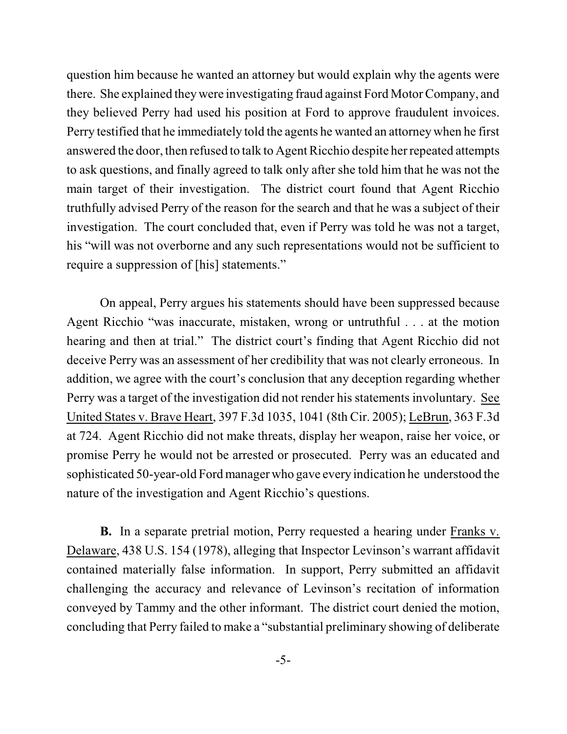question him because he wanted an attorney but would explain why the agents were there. She explained they were investigating fraud against Ford Motor Company, and they believed Perry had used his position at Ford to approve fraudulent invoices. Perry testified that he immediately told the agents he wanted an attorney when he first answered the door, then refused to talk to Agent Ricchio despite her repeated attempts to ask questions, and finally agreed to talk only after she told him that he was not the main target of their investigation. The district court found that Agent Ricchio truthfully advised Perry of the reason for the search and that he was a subject of their investigation. The court concluded that, even if Perry was told he was not a target, his "will was not overborne and any such representations would not be sufficient to require a suppression of [his] statements."

On appeal, Perry argues his statements should have been suppressed because Agent Ricchio "was inaccurate, mistaken, wrong or untruthful . . . at the motion hearing and then at trial." The district court's finding that Agent Ricchio did not deceive Perry was an assessment of her credibility that was not clearly erroneous. In addition, we agree with the court's conclusion that any deception regarding whether Perry was a target of the investigation did not render his statements involuntary. See United States v. Brave Heart, 397 F.3d 1035, 1041 (8th Cir. 2005); LeBrun, 363 F.3d at 724. Agent Ricchio did not make threats, display her weapon, raise her voice, or promise Perry he would not be arrested or prosecuted. Perry was an educated and sophisticated 50-year-old Ford manager who gave every indication he understood the nature of the investigation and Agent Ricchio's questions.

**B.** In a separate pretrial motion, Perry requested a hearing under Franks v. Delaware, 438 U.S. 154 (1978), alleging that Inspector Levinson's warrant affidavit contained materially false information. In support, Perry submitted an affidavit challenging the accuracy and relevance of Levinson's recitation of information conveyed by Tammy and the other informant. The district court denied the motion, concluding that Perry failed to make a "substantial preliminary showing of deliberate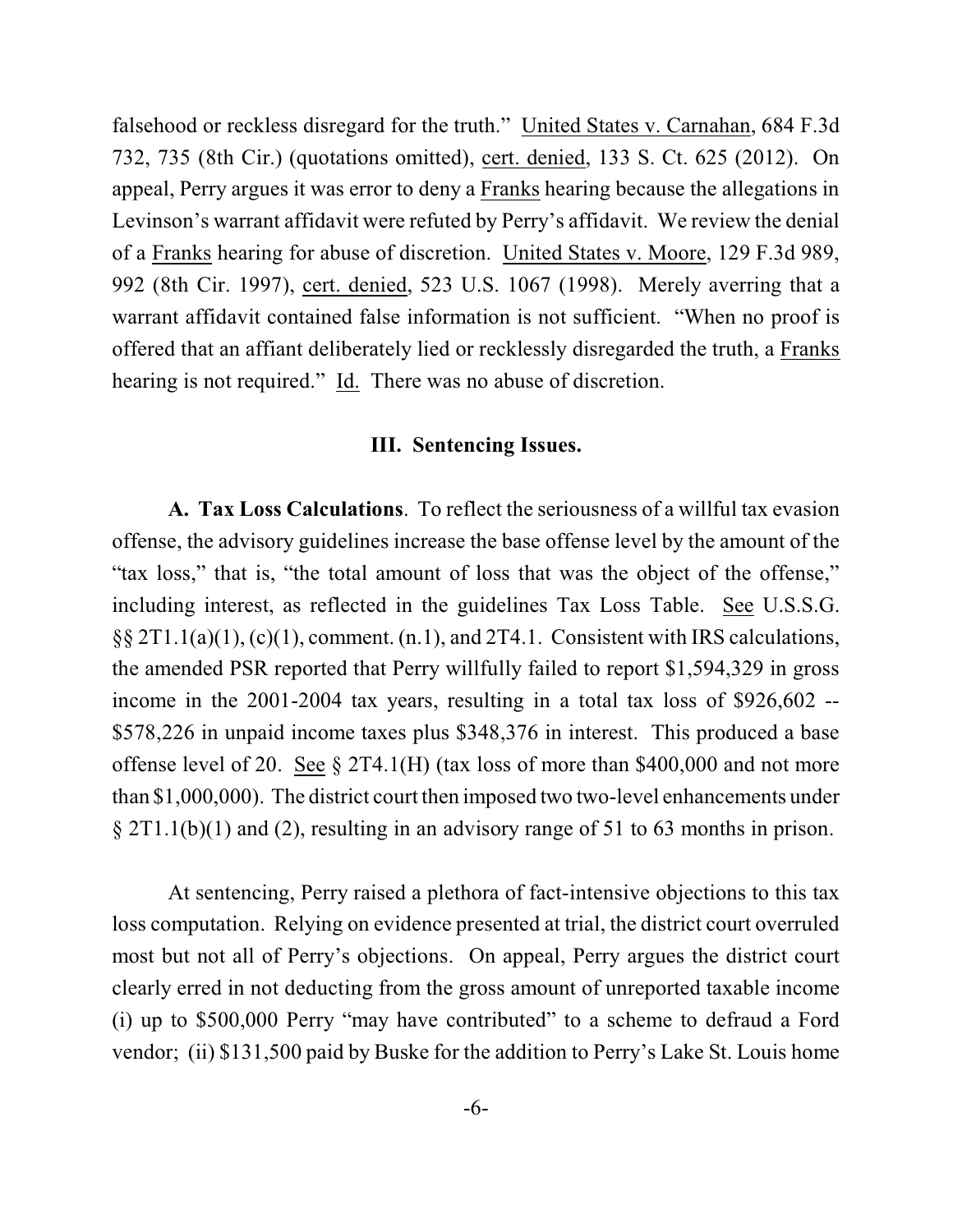falsehood or reckless disregard for the truth." United States v. Carnahan, 684 F.3d 732, 735 (8th Cir.) (quotations omitted), cert. denied, 133 S. Ct. 625 (2012). On appeal, Perry argues it was error to deny a Franks hearing because the allegations in Levinson's warrant affidavit were refuted by Perry's affidavit. We review the denial of a Franks hearing for abuse of discretion. United States v. Moore, 129 F.3d 989, 992 (8th Cir. 1997), cert. denied, 523 U.S. 1067 (1998). Merely averring that a warrant affidavit contained false information is not sufficient. "When no proof is offered that an affiant deliberately lied or recklessly disregarded the truth, a Franks hearing is not required." Id. There was no abuse of discretion.

## III. Sentencing Issues.

**A. Tax Loss Calculations**. To reflect the seriousness of a willful tax evasion offense, the advisory guidelines increase the base offense level by the amount of the "tax loss," that is, "the total amount of loss that was the object of the offense," including interest, as reflected in the guidelines Tax Loss Table. See U.S.S.G. §§ 2T1.1(a)(1), (c)(1), comment. (n.1), and 2T4.1. Consistent with IRS calculations, the amended PSR reported that Perry willfully failed to report $1,594,329 in gross income in the 2001-2004 tax years, resulting in a total tax loss of $926,602 -- $578,226 in unpaid income taxes plus $348,376 in interest. This produced a base offense level of 20. See § 2T4.1(H) (tax loss of more than $400,000 and not more than $1,000,000). The district court then imposed two two-level enhancements under § 2T1.1(b)(1) and (2), resulting in an advisory range of 51 to 63 months in prison.

At sentencing, Perry raised a plethora of fact-intensive objections to this tax loss computation. Relying on evidence presented at trial, the district court overruled most but not all of Perry's objections. On appeal, Perry argues the district court clearly erred in not deducting from the gross amount of unreported taxable income (i) up to $500,000 Perry "may have contributed" to a scheme to defraud a Ford vendor; (ii) $131,500 paid by Buske for the addition to Perry's Lake St. Louis home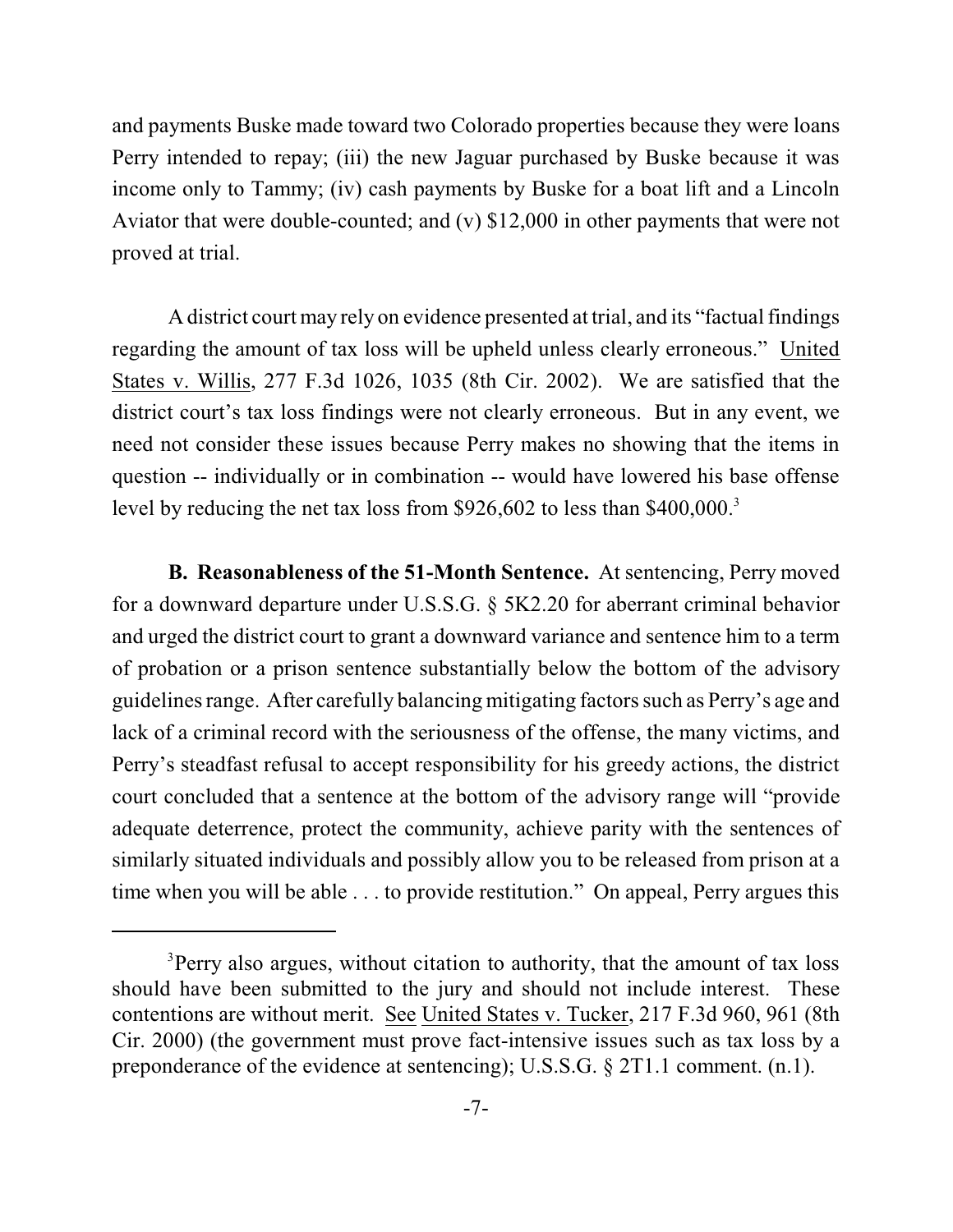and payments Buske made toward two Colorado properties because they were loans Perry intended to repay; (iii) the new Jaguar purchased by Buske because it was income only to Tammy; (iv) cash payments by Buske for a boat lift and a Lincoln Aviator that were double-counted; and (v) $12,000 in other payments that were not proved at trial.

A district court may rely on evidence presented at trial, and its "factual findings regarding the amount of tax loss will be upheld unless clearly erroneous." United States v. Willis, 277 F.3d 1026, 1035 (8th Cir. 2002). We are satisfied that the district court's tax loss findings were not clearly erroneous. But in any event, we need not consider these issues because Perry makes no showing that the items in question -- individually or in combination -- would have lowered his base offense level by reducing the net tax loss from $926,602 to less than $400,000.[3]

**B. Reasonableness of the 51-Month Sentence.** At sentencing, Perry moved for a downward departure under U.S.S.G. § 5K2.20 for aberrant criminal behavior and urged the district court to grant a downward variance and sentence him to a term of probation or a prison sentence substantially below the bottom of the advisory guidelines range. After carefully balancing mitigating factors such as Perry's age and lack of a criminal record with the seriousness of the offense, the many victims, and Perry's steadfast refusal to accept responsibility for his greedy actions, the district court concluded that a sentence at the bottom of the advisory range will "provide adequate deterrence, protect the community, achieve parity with the sentences of similarly situated individuals and possibly allow you to be released from prison at a time when you will be able . . . to provide restitution." On appeal, Perry argues this

---

[3]Perry also argues, without citation to authority, that the amount of tax loss should have been submitted to the jury and should not include interest. These contentions are without merit. See United States v. Tucker, 217 F.3d 960, 961 (8th Cir. 2000) (the government must prove fact-intensive issues such as tax loss by a preponderance of the evidence at sentencing); U.S.S.G. § 2T1.1 comment. (n.1).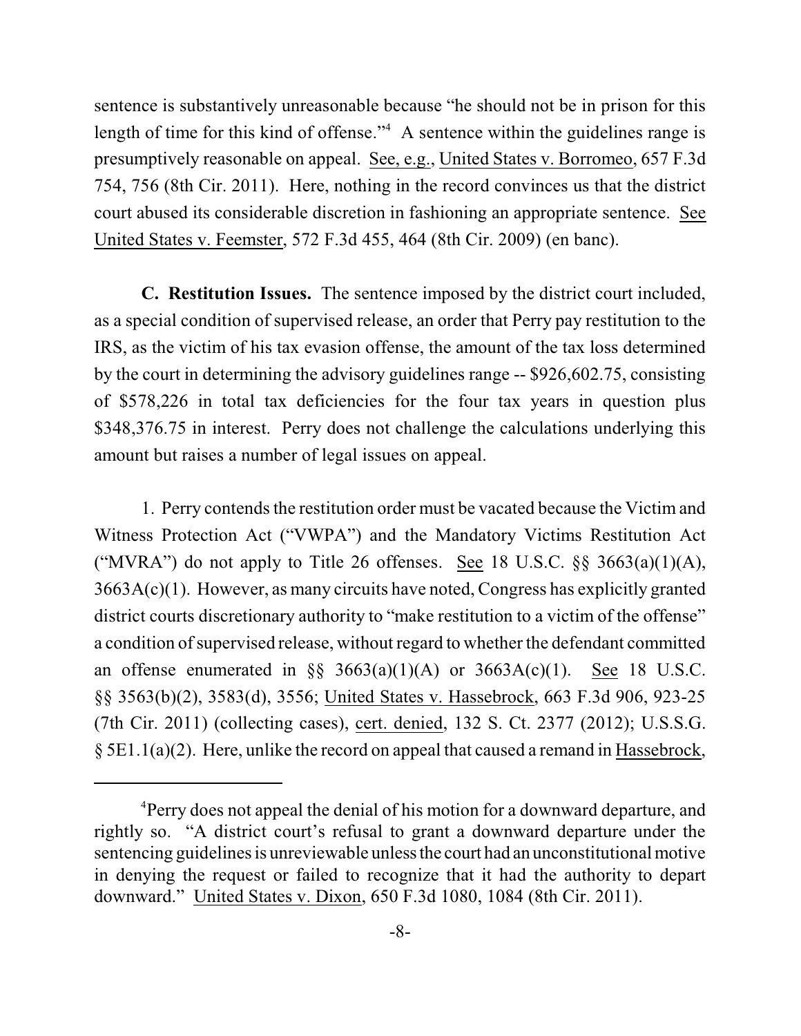sentence is substantively unreasonable because "he should not be in prison for this length of time for this kind of offense."[4] A sentence within the guidelines range is presumptively reasonable on appeal. See, e.g., United States v. Borromeo, 657 F.3d 754, 756 (8th Cir. 2011). Here, nothing in the record convinces us that the district court abused its considerable discretion in fashioning an appropriate sentence. See United States v. Feemster, 572 F.3d 455, 464 (8th Cir. 2009) (en banc).

**C. Restitution Issues.** The sentence imposed by the district court included, as a special condition of supervised release, an order that Perry pay restitution to the IRS, as the victim of his tax evasion offense, the amount of the tax loss determined by the court in determining the advisory guidelines range -- $926,602.75, consisting of $578,226 in total tax deficiencies for the four tax years in question plus $348,376.75 in interest. Perry does not challenge the calculations underlying this amount but raises a number of legal issues on appeal.

1. Perry contends the restitution order must be vacated because the Victim and Witness Protection Act ("VWPA") and the Mandatory Victims Restitution Act ("MVRA") do not apply to Title 26 offenses. See 18 U.S.C. §§ 3663(a)(1)(A), 3663A(c)(1). However, as many circuits have noted, Congress has explicitly granted district courts discretionary authority to "make restitution to a victim of the offense" a condition of supervised release, without regard to whether the defendant committed an offense enumerated in §§ 3663(a)(1)(A) or 3663A(c)(1). See 18 U.S.C. §§ 3563(b)(2), 3583(d), 3556; United States v. Hassebrock, 663 F.3d 906, 923-25 (7th Cir. 2011) (collecting cases), cert. denied, 132 S. Ct. 2377 (2012); U.S.S.G. § 5E1.1(a)(2). Here, unlike the record on appeal that caused a remand in Hassebrock,

---

[4]Perry does not appeal the denial of his motion for a downward departure, and rightly so. "A district court's refusal to grant a downward departure under the sentencing guidelines is unreviewable unless the court had an unconstitutional motive in denying the request or failed to recognize that it had the authority to depart downward." United States v. Dixon, 650 F.3d 1080, 1084 (8th Cir. 2011).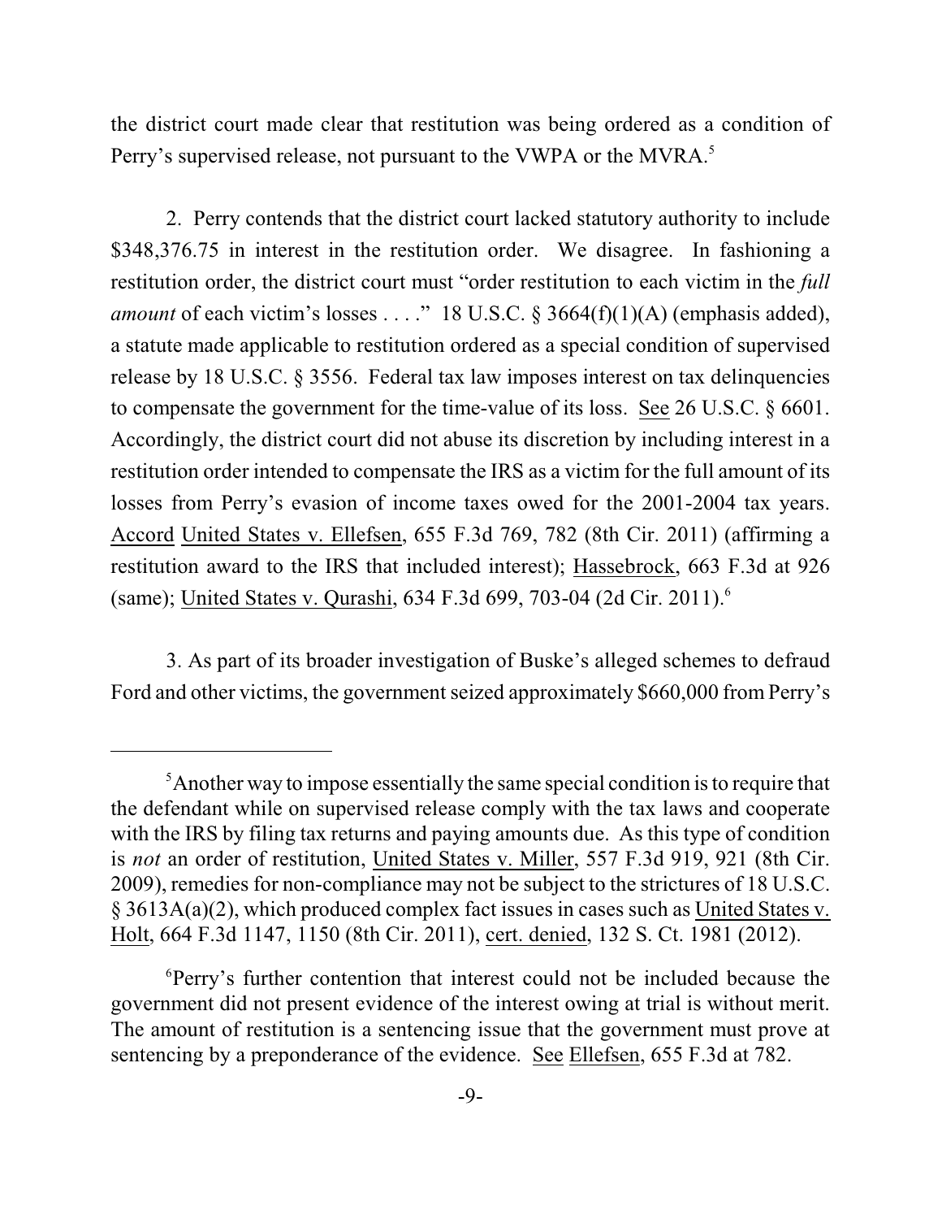the district court made clear that restitution was being ordered as a condition of Perry's supervised release, not pursuant to the VWPA or the MVRA.[5]

2. Perry contends that the district court lacked statutory authority to include \$348,376.75 in interest in the restitution order. We disagree. In fashioning a restitution order, the district court must "order restitution to each victim in the *full amount* of each victim's losses . . . ." 18 U.S.C. § 3664(f)(1)(A) (emphasis added), a statute made applicable to restitution ordered as a special condition of supervised release by 18 U.S.C. § 3556. Federal tax law imposes interest on tax delinquencies to compensate the government for the time-value of its loss. See 26 U.S.C. § 6601. Accordingly, the district court did not abuse its discretion by including interest in a restitution order intended to compensate the IRS as a victim for the full amount of its losses from Perry's evasion of income taxes owed for the 2001-2004 tax years. Accord United States v. Ellefsen, 655 F.3d 769, 782 (8th Cir. 2011) (affirming a restitution award to the IRS that included interest); Hassebrock, 663 F.3d at 926 (same); United States v. Qurashi, 634 F.3d 699, 703-04 (2d Cir. 2011).[6]

3. As part of its broader investigation of Buske's alleged schemes to defraud Ford and other victims, the government seized approximately \$660,000 from Perry's

---

[5]Another way to impose essentially the same special condition is to require that the defendant while on supervised release comply with the tax laws and cooperate with the IRS by filing tax returns and paying amounts due. As this type of condition is *not* an order of restitution, United States v. Miller, 557 F.3d 919, 921 (8th Cir. 2009), remedies for non-compliance may not be subject to the strictures of 18 U.S.C. § 3613A(a)(2), which produced complex fact issues in cases such as United States v. Holt, 664 F.3d 1147, 1150 (8th Cir. 2011), cert. denied, 132 S. Ct. 1981 (2012).

[6]Perry's further contention that interest could not be included because the government did not present evidence of the interest owing at trial is without merit. The amount of restitution is a sentencing issue that the government must prove at sentencing by a preponderance of the evidence. See Ellefsen, 655 F.3d at 782.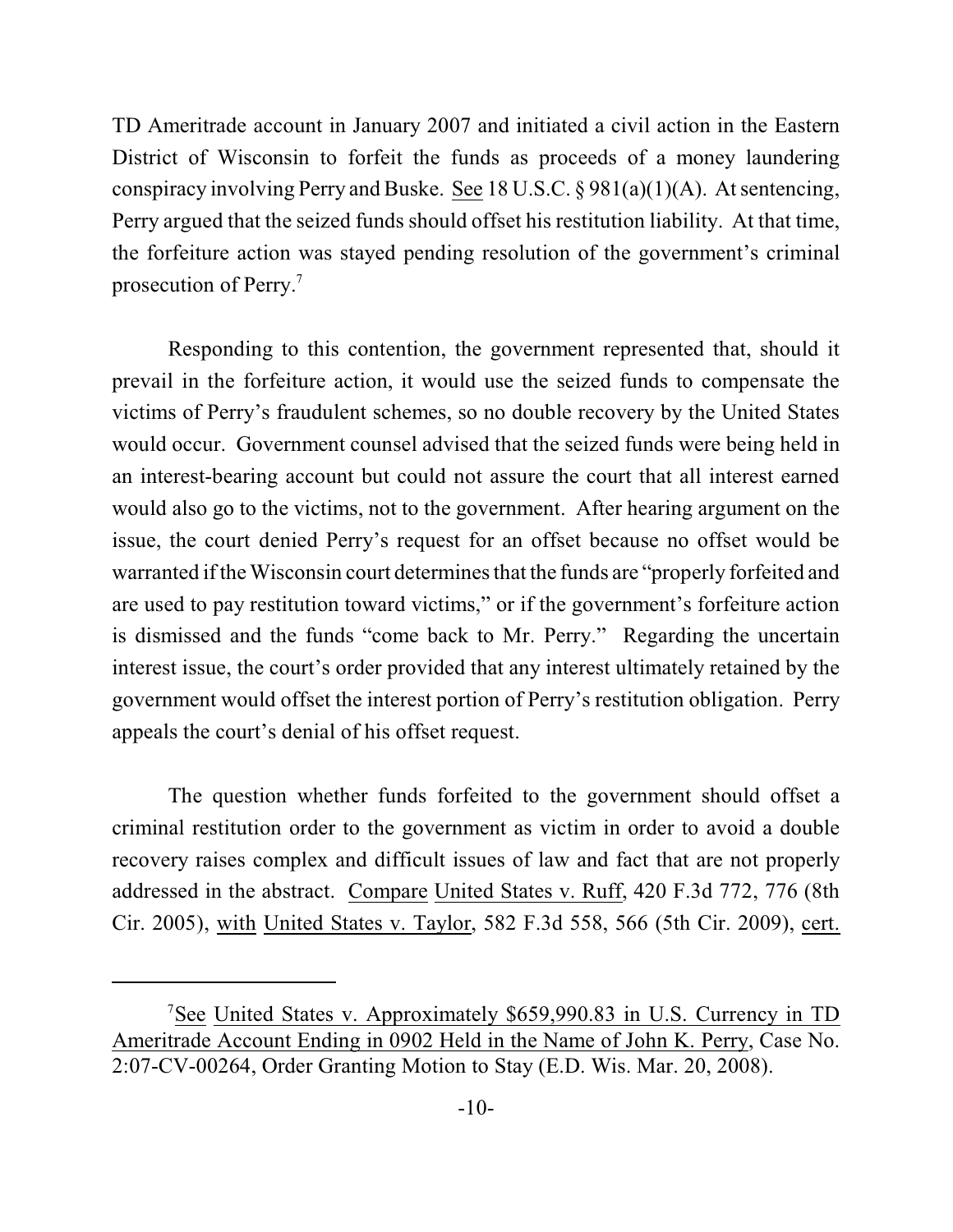TD Ameritrade account in January 2007 and initiated a civil action in the Eastern District of Wisconsin to forfeit the funds as proceeds of a money laundering conspiracy involving Perry and Buske. See 18 U.S.C. § 981(a)(1)(A). At sentencing, Perry argued that the seized funds should offset his restitution liability. At that time, the forfeiture action was stayed pending resolution of the government's criminal prosecution of Perry.[7]

Responding to this contention, the government represented that, should it prevail in the forfeiture action, it would use the seized funds to compensate the victims of Perry's fraudulent schemes, so no double recovery by the United States would occur. Government counsel advised that the seized funds were being held in an interest-bearing account but could not assure the court that all interest earned would also go to the victims, not to the government. After hearing argument on the issue, the court denied Perry's request for an offset because no offset would be warranted if the Wisconsin court determines that the funds are "properly forfeited and are used to pay restitution toward victims," or if the government's forfeiture action is dismissed and the funds "come back to Mr. Perry." Regarding the uncertain interest issue, the court's order provided that any interest ultimately retained by the government would offset the interest portion of Perry's restitution obligation. Perry appeals the court's denial of his offset request.

The question whether funds forfeited to the government should offset a criminal restitution order to the government as victim in order to avoid a double recovery raises complex and difficult issues of law and fact that are not properly addressed in the abstract. Compare United States v. Ruff, 420 F.3d 772, 776 (8th Cir. 2005), with United States v. Taylor, 582 F.3d 558, 566 (5th Cir. 2009), cert.

---

[7] See United States v. Approximately $659,990.83 in U.S. Currency in TD Ameritrade Account Ending in 0902 Held in the Name of John K. Perry, Case No. 2:07-CV-00264, Order Granting Motion to Stay (E.D. Wis. Mar. 20, 2008).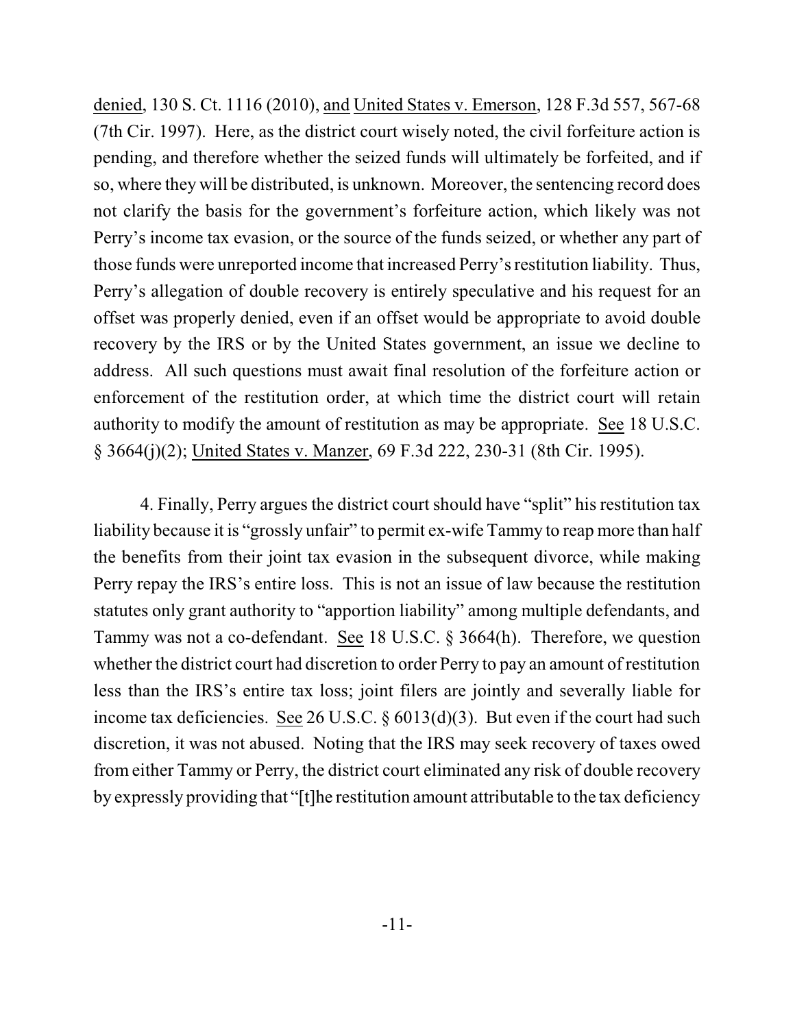denied, 130 S. Ct. 1116 (2010), and United States v. Emerson, 128 F.3d 557, 567-68 (7th Cir. 1997). Here, as the district court wisely noted, the civil forfeiture action is pending, and therefore whether the seized funds will ultimately be forfeited, and if so, where they will be distributed, is unknown. Moreover, the sentencing record does not clarify the basis for the government's forfeiture action, which likely was not Perry's income tax evasion, or the source of the funds seized, or whether any part of those funds were unreported income that increased Perry's restitution liability. Thus, Perry's allegation of double recovery is entirely speculative and his request for an offset was properly denied, even if an offset would be appropriate to avoid double recovery by the IRS or by the United States government, an issue we decline to address. All such questions must await final resolution of the forfeiture action or enforcement of the restitution order, at which time the district court will retain authority to modify the amount of restitution as may be appropriate. See 18 U.S.C. § 3664(j)(2); United States v. Manzer, 69 F.3d 222, 230-31 (8th Cir. 1995).

4. Finally, Perry argues the district court should have "split" his restitution tax liability because it is "grossly unfair" to permit ex-wife Tammy to reap more than half the benefits from their joint tax evasion in the subsequent divorce, while making Perry repay the IRS's entire loss. This is not an issue of law because the restitution statutes only grant authority to "apportion liability" among multiple defendants, and Tammy was not a co-defendant. See 18 U.S.C. § 3664(h). Therefore, we question whether the district court had discretion to order Perry to pay an amount of restitution less than the IRS's entire tax loss; joint filers are jointly and severally liable for income tax deficiencies. See 26 U.S.C. § 6013(d)(3). But even if the court had such discretion, it was not abused. Noting that the IRS may seek recovery of taxes owed from either Tammy or Perry, the district court eliminated any risk of double recovery by expressly providing that "[t]he restitution amount attributable to the tax deficiency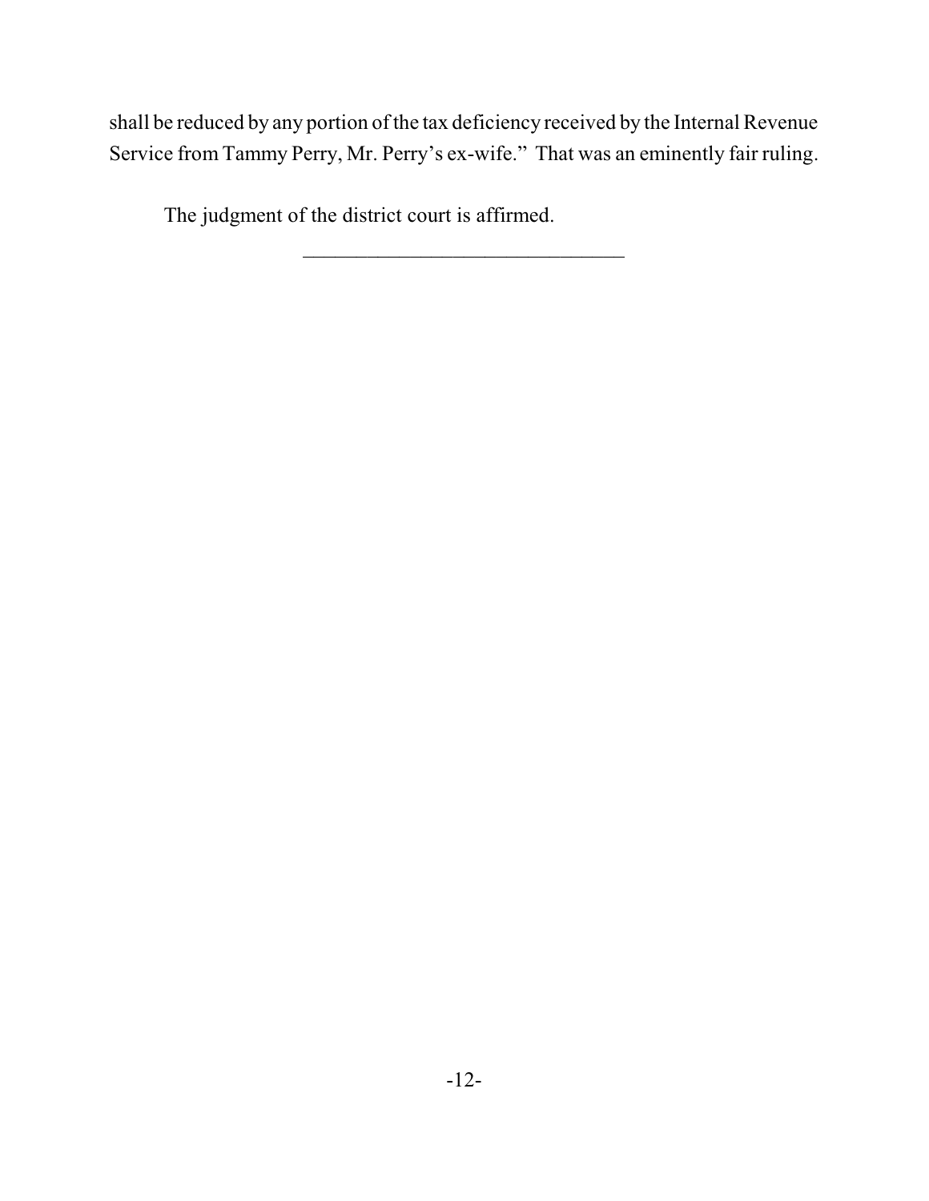shall be reduced by any portion of the tax deficiency received by the Internal Revenue Service from Tammy Perry, Mr. Perry's ex-wife." That was an eminently fair ruling.

The judgment of the district court is affirmed.

______________________________